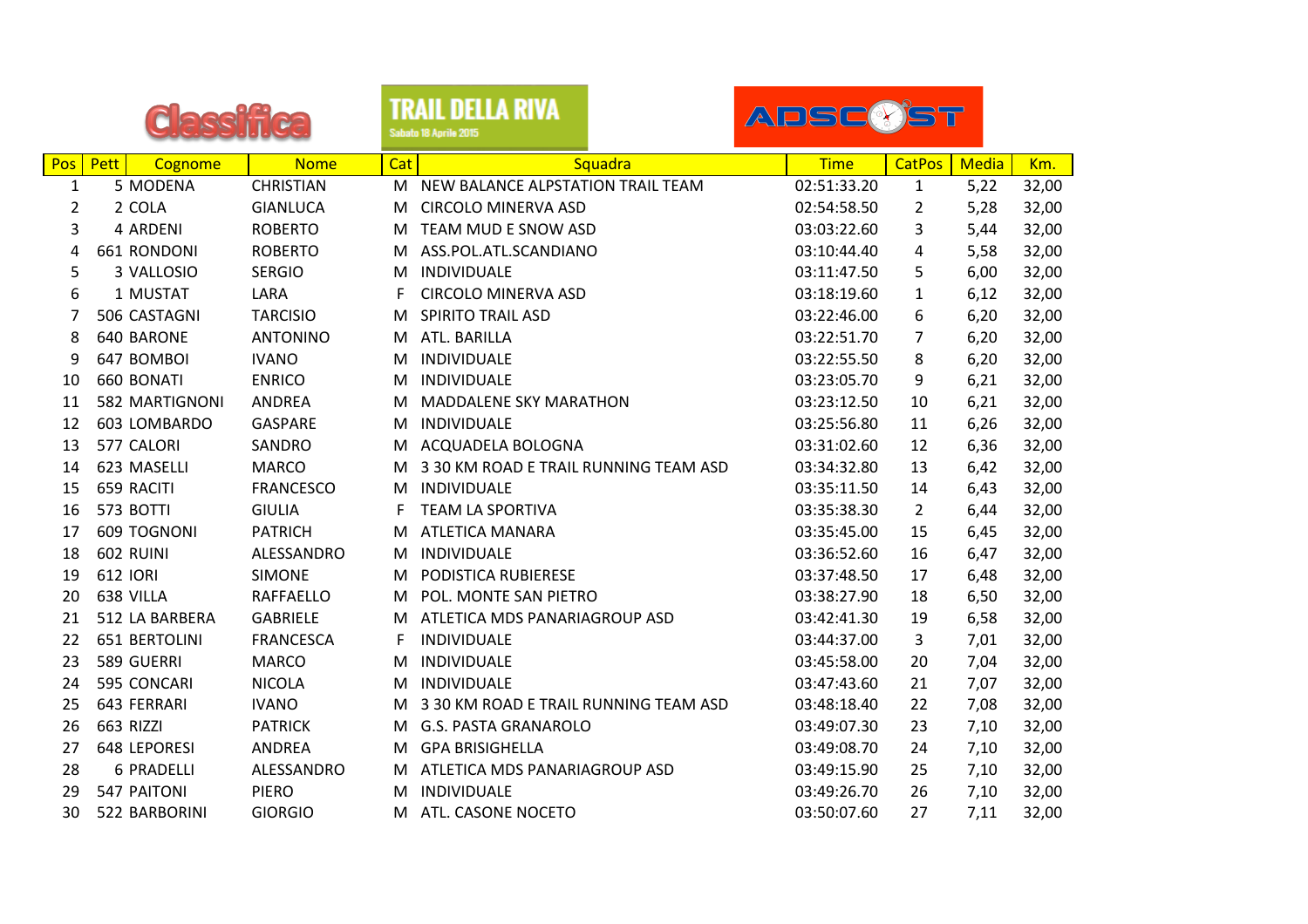# Classifica

**TRAIL DELLA RIVA**
Sabato 18 Aprile 2015

ADSCOST

| Pos | Pett | Cognome | Nome | Cat | Squadra | Time | CatPos | Media | Km. |
|---|---|---|---|---|---|---|---|---|---|
| 1 | 5 | MODENA | CHRISTIAN | M | NEW BALANCE ALPSTATION TRAIL TEAM | 02:51:33.20 | 1 | 5,22 | 32,00 |
| 2 | 2 | COLA | GIANLUCA | M | CIRCOLO MINERVA ASD | 02:54:58.50 | 2 | 5,28 | 32,00 |
| 3 | 4 | ARDENI | ROBERTO | M | TEAM MUD E SNOW ASD | 03:03:22.60 | 3 | 5,44 | 32,00 |
| 4 | 661 | RONDONI | ROBERTO | M | ASS.POL.ATL.SCANDIANO | 03:10:44.40 | 4 | 5,58 | 32,00 |
| 5 | 3 | VALLOSIO | SERGIO | M | INDIVIDUALE | 03:11:47.50 | 5 | 6,00 | 32,00 |
| 6 | 1 | MUSTAT | LARA | F | CIRCOLO MINERVA ASD | 03:18:19.60 | 1 | 6,12 | 32,00 |
| 7 | 506 | CASTAGNI | TARCISIO | M | SPIRITO TRAIL ASD | 03:22:46.00 | 6 | 6,20 | 32,00 |
| 8 | 640 | BARONE | ANTONINO | M | ATL. BARILLA | 03:22:51.70 | 7 | 6,20 | 32,00 |
| 9 | 647 | BOMBOI | IVANO | M | INDIVIDUALE | 03:22:55.50 | 8 | 6,20 | 32,00 |
| 10 | 660 | BONATI | ENRICO | M | INDIVIDUALE | 03:23:05.70 | 9 | 6,21 | 32,00 |
| 11 | 582 | MARTIGNONI | ANDREA | M | MADDALENE SKY MARATHON | 03:23:12.50 | 10 | 6,21 | 32,00 |
| 12 | 603 | LOMBARDO | GASPARE | M | INDIVIDUALE | 03:25:56.80 | 11 | 6,26 | 32,00 |
| 13 | 577 | CALORI | SANDRO | M | ACQUADELA BOLOGNA | 03:31:02.60 | 12 | 6,36 | 32,00 |
| 14 | 623 | MASELLI | MARCO | M | 3 30 KM ROAD E TRAIL RUNNING TEAM ASD | 03:34:32.80 | 13 | 6,42 | 32,00 |
| 15 | 659 | RACITI | FRANCESCO | M | INDIVIDUALE | 03:35:11.50 | 14 | 6,43 | 32,00 |
| 16 | 573 | BOTTI | GIULIA | F | TEAM LA SPORTIVA | 03:35:38.30 | 2 | 6,44 | 32,00 |
| 17 | 609 | TOGNONI | PATRICH | M | ATLETICA MANARA | 03:35:45.00 | 15 | 6,45 | 32,00 |
| 18 | 602 | RUINI | ALESSANDRO | M | INDIVIDUALE | 03:36:52.60 | 16 | 6,47 | 32,00 |
| 19 | 612 | IORI | SIMONE | M | PODISTICA RUBIERESE | 03:37:48.50 | 17 | 6,48 | 32,00 |
| 20 | 638 | VILLA | RAFFAELLO | M | POL. MONTE SAN PIETRO | 03:38:27.90 | 18 | 6,50 | 32,00 |
| 21 | 512 | LA BARBERA | GABRIELE | M | ATLETICA MDS PANARIAGROUP ASD | 03:42:41.30 | 19 | 6,58 | 32,00 |
| 22 | 651 | BERTOLINI | FRANCESCA | F | INDIVIDUALE | 03:44:37.00 | 3 | 7,01 | 32,00 |
| 23 | 589 | GUERRI | MARCO | M | INDIVIDUALE | 03:45:58.00 | 20 | 7,04 | 32,00 |
| 24 | 595 | CONCARI | NICOLA | M | INDIVIDUALE | 03:47:43.60 | 21 | 7,07 | 32,00 |
| 25 | 643 | FERRARI | IVANO | M | 3 30 KM ROAD E TRAIL RUNNING TEAM ASD | 03:48:18.40 | 22 | 7,08 | 32,00 |
| 26 | 663 | RIZZI | PATRICK | M | G.S. PASTA GRANAROLO | 03:49:07.30 | 23 | 7,10 | 32,00 |
| 27 | 648 | LEPORESI | ANDREA | M | GPA BRISIGHELLA | 03:49:08.70 | 24 | 7,10 | 32,00 |
| 28 | 6 | PRADELLI | ALESSANDRO | M | ATLETICA MDS PANARIAGROUP ASD | 03:49:15.90 | 25 | 7,10 | 32,00 |
| 29 | 547 | PAITONI | PIERO | M | INDIVIDUALE | 03:49:26.70 | 26 | 7,10 | 32,00 |
| 30 | 522 | BARBORINI | GIORGIO | M | ATL. CASONE NOCETO | 03:50:07.60 | 27 | 7,11 | 32,00 |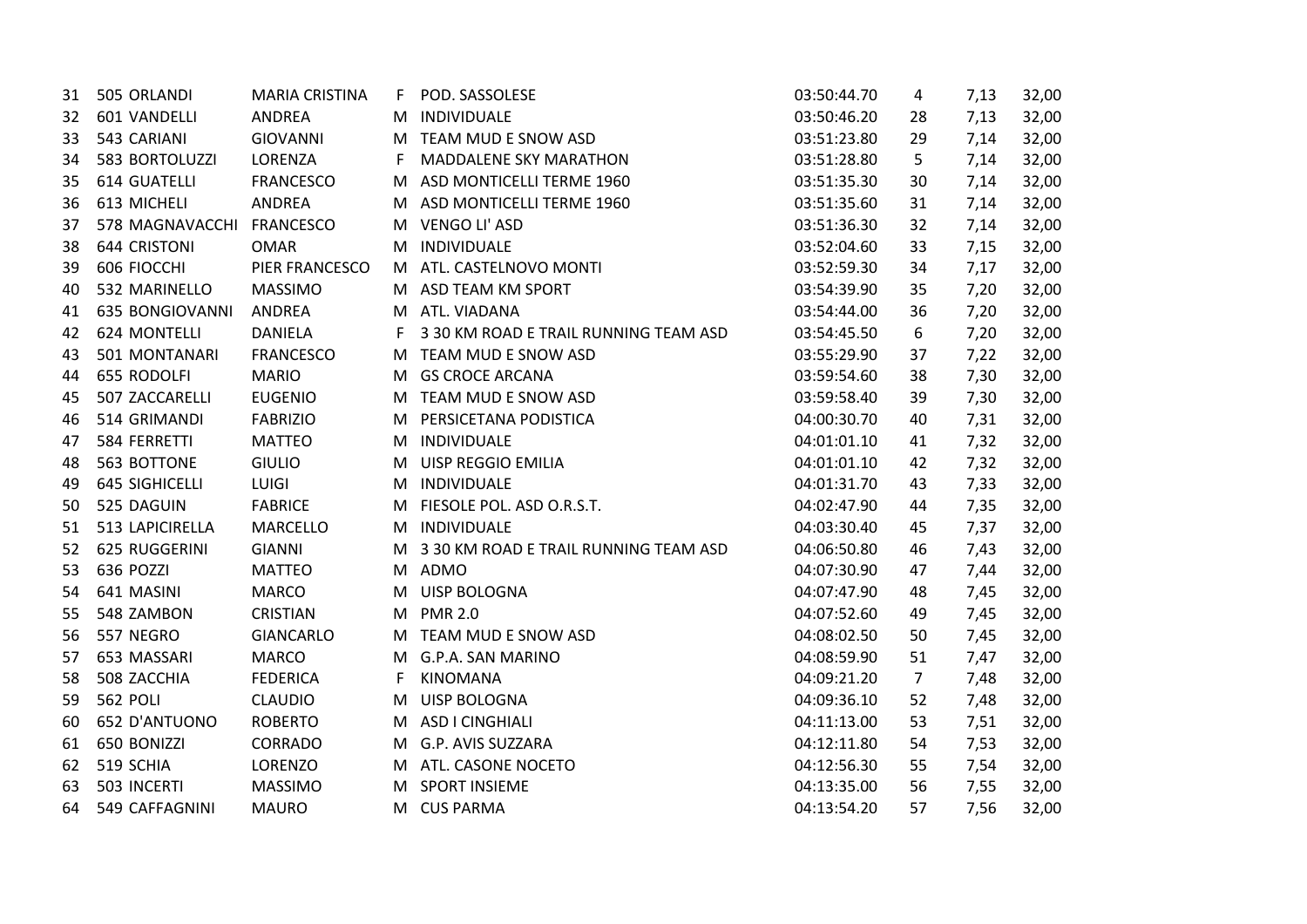| | | | | | | | | | |
|---|---|---|---|---|---|---|---|---|---|
| 31 | 505 | ORLANDI | MARIA CRISTINA | F | POD. SASSOLESE | 03:50:44.70 | 4 | 7,13 | 32,00 |
| 32 | 601 | VANDELLI | ANDREA | M | INDIVIDUALE | 03:50:46.20 | 28 | 7,13 | 32,00 |
| 33 | 543 | CARIANI | GIOVANNI | M | TEAM MUD E SNOW ASD | 03:51:23.80 | 29 | 7,14 | 32,00 |
| 34 | 583 | BORTOLUZZI | LORENZA | F | MADDALENE SKY MARATHON | 03:51:28.80 | 5 | 7,14 | 32,00 |
| 35 | 614 | GUATELLI | FRANCESCO | M | ASD MONTICELLI TERME 1960 | 03:51:35.30 | 30 | 7,14 | 32,00 |
| 36 | 613 | MICHELI | ANDREA | M | ASD MONTICELLI TERME 1960 | 03:51:35.60 | 31 | 7,14 | 32,00 |
| 37 | 578 | MAGNAVACCHI | FRANCESCO | M | VENGO LI' ASD | 03:51:36.30 | 32 | 7,14 | 32,00 |
| 38 | 644 | CRISTONI | OMAR | M | INDIVIDUALE | 03:52:04.60 | 33 | 7,15 | 32,00 |
| 39 | 606 | FIOCCHI | PIER FRANCESCO | M | ATL. CASTELNOVO MONTI | 03:52:59.30 | 34 | 7,17 | 32,00 |
| 40 | 532 | MARINELLO | MASSIMO | M | ASD TEAM KM SPORT | 03:54:39.90 | 35 | 7,20 | 32,00 |
| 41 | 635 | BONGIOVANNI | ANDREA | M | ATL. VIADANA | 03:54:44.00 | 36 | 7,20 | 32,00 |
| 42 | 624 | MONTELLI | DANIELA | F | 3 30 KM ROAD E TRAIL RUNNING TEAM ASD | 03:54:45.50 | 6 | 7,20 | 32,00 |
| 43 | 501 | MONTANARI | FRANCESCO | M | TEAM MUD E SNOW ASD | 03:55:29.90 | 37 | 7,22 | 32,00 |
| 44 | 655 | RODOLFI | MARIO | M | GS CROCE ARCANA | 03:59:54.60 | 38 | 7,30 | 32,00 |
| 45 | 507 | ZACCARELLI | EUGENIO | M | TEAM MUD E SNOW ASD | 03:59:58.40 | 39 | 7,30 | 32,00 |
| 46 | 514 | GRIMANDI | FABRIZIO | M | PERSICETANA PODISTICA | 04:00:30.70 | 40 | 7,31 | 32,00 |
| 47 | 584 | FERRETTI | MATTEO | M | INDIVIDUALE | 04:01:01.10 | 41 | 7,32 | 32,00 |
| 48 | 563 | BOTTONE | GIULIO | M | UISP REGGIO EMILIA | 04:01:01.10 | 42 | 7,32 | 32,00 |
| 49 | 645 | SIGHICELLI | LUIGI | M | INDIVIDUALE | 04:01:31.70 | 43 | 7,33 | 32,00 |
| 50 | 525 | DAGUIN | FABRICE | M | FIESOLE POL. ASD O.R.S.T. | 04:02:47.90 | 44 | 7,35 | 32,00 |
| 51 | 513 | LAPICIRELLA | MARCELLO | M | INDIVIDUALE | 04:03:30.40 | 45 | 7,37 | 32,00 |
| 52 | 625 | RUGGERINI | GIANNI | M | 3 30 KM ROAD E TRAIL RUNNING TEAM ASD | 04:06:50.80 | 46 | 7,43 | 32,00 |
| 53 | 636 | POZZI | MATTEO | M | ADMO | 04:07:30.90 | 47 | 7,44 | 32,00 |
| 54 | 641 | MASINI | MARCO | M | UISP BOLOGNA | 04:07:47.90 | 48 | 7,45 | 32,00 |
| 55 | 548 | ZAMBON | CRISTIAN | M | PMR 2.0 | 04:07:52.60 | 49 | 7,45 | 32,00 |
| 56 | 557 | NEGRO | GIANCARLO | M | TEAM MUD E SNOW ASD | 04:08:02.50 | 50 | 7,45 | 32,00 |
| 57 | 653 | MASSARI | MARCO | M | G.P.A. SAN MARINO | 04:08:59.90 | 51 | 7,47 | 32,00 |
| 58 | 508 | ZACCHIA | FEDERICA | F | KINOMANA | 04:09:21.20 | 7 | 7,48 | 32,00 |
| 59 | 562 | POLI | CLAUDIO | M | UISP BOLOGNA | 04:09:36.10 | 52 | 7,48 | 32,00 |
| 60 | 652 | D'ANTUONO | ROBERTO | M | ASD I CINGHIALI | 04:11:13.00 | 53 | 7,51 | 32,00 |
| 61 | 650 | BONIZZI | CORRADO | M | G.P. AVIS SUZZARA | 04:12:11.80 | 54 | 7,53 | 32,00 |
| 62 | 519 | SCHIA | LORENZO | M | ATL. CASONE NOCETO | 04:12:56.30 | 55 | 7,54 | 32,00 |
| 63 | 503 | INCERTI | MASSIMO | M | SPORT INSIEME | 04:13:35.00 | 56 | 7,55 | 32,00 |
| 64 | 549 | CAFFAGNINI | MAURO | M | CUS PARMA | 04:13:54.20 | 57 | 7,56 | 32,00 |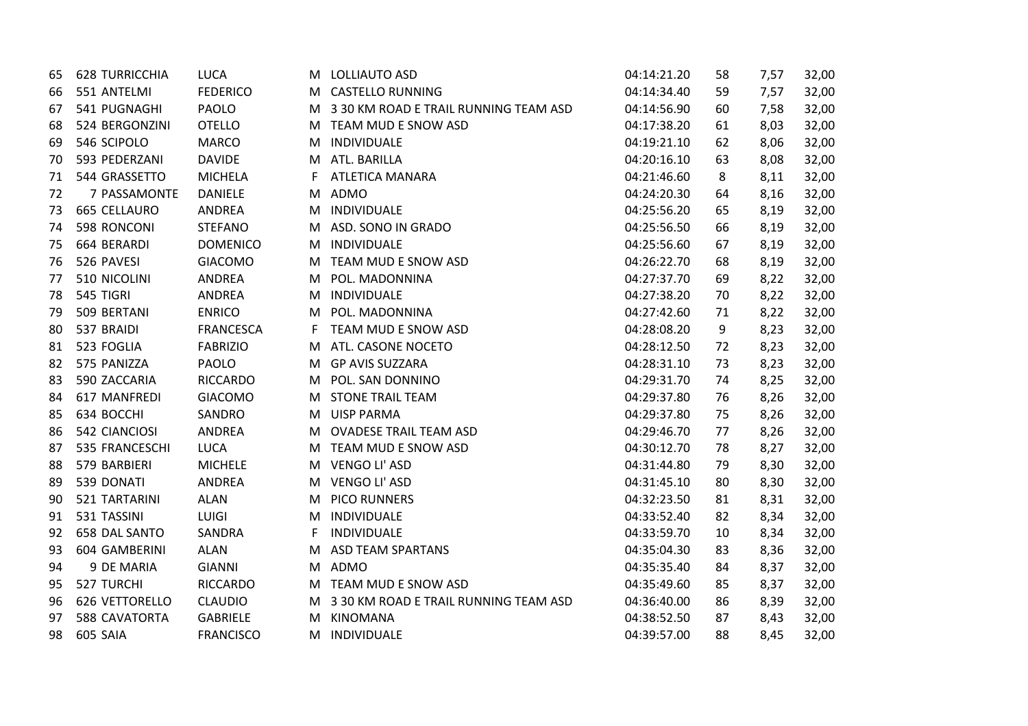| | | | | | | | | | |
|---|---|---|---|---|---|---|---|---|---|
| 65 | 628 | TURRICCHIA | LUCA | M | LOLLIAUTO ASD | 04:14:21.20 | 58 | 7,57 | 32,00 |
| 66 | 551 | ANTELMI | FEDERICO | M | CASTELLO RUNNING | 04:14:34.40 | 59 | 7,57 | 32,00 |
| 67 | 541 | PUGNAGHI | PAOLO | M | 3 30 KM ROAD E TRAIL RUNNING TEAM ASD | 04:14:56.90 | 60 | 7,58 | 32,00 |
| 68 | 524 | BERGONZINI | OTELLO | M | TEAM MUD E SNOW ASD | 04:17:38.20 | 61 | 8,03 | 32,00 |
| 69 | 546 | SCIPOLO | MARCO | M | INDIVIDUALE | 04:19:21.10 | 62 | 8,06 | 32,00 |
| 70 | 593 | PEDERZANI | DAVIDE | M | ATL. BARILLA | 04:20:16.10 | 63 | 8,08 | 32,00 |
| 71 | 544 | GRASSETTO | MICHELA | F | ATLETICA MANARA | 04:21:46.60 | 8 | 8,11 | 32,00 |
| 72 | 7 | PASSAMONTE | DANIELE | M | ADMO | 04:24:20.30 | 64 | 8,16 | 32,00 |
| 73 | 665 | CELLAURO | ANDREA | M | INDIVIDUALE | 04:25:56.20 | 65 | 8,19 | 32,00 |
| 74 | 598 | RONCONI | STEFANO | M | ASD. SONO IN GRADO | 04:25:56.50 | 66 | 8,19 | 32,00 |
| 75 | 664 | BERARDI | DOMENICO | M | INDIVIDUALE | 04:25:56.60 | 67 | 8,19 | 32,00 |
| 76 | 526 | PAVESI | GIACOMO | M | TEAM MUD E SNOW ASD | 04:26:22.70 | 68 | 8,19 | 32,00 |
| 77 | 510 | NICOLINI | ANDREA | M | POL. MADONNINA | 04:27:37.70 | 69 | 8,22 | 32,00 |
| 78 | 545 | TIGRI | ANDREA | M | INDIVIDUALE | 04:27:38.20 | 70 | 8,22 | 32,00 |
| 79 | 509 | BERTANI | ENRICO | M | POL. MADONNINA | 04:27:42.60 | 71 | 8,22 | 32,00 |
| 80 | 537 | BRAIDI | FRANCESCA | F | TEAM MUD E SNOW ASD | 04:28:08.20 | 9 | 8,23 | 32,00 |
| 81 | 523 | FOGLIA | FABRIZIO | M | ATL. CASONE NOCETO | 04:28:12.50 | 72 | 8,23 | 32,00 |
| 82 | 575 | PANIZZA | PAOLO | M | GP AVIS SUZZARA | 04:28:31.10 | 73 | 8,23 | 32,00 |
| 83 | 590 | ZACCARIA | RICCARDO | M | POL. SAN DONNINO | 04:29:31.70 | 74 | 8,25 | 32,00 |
| 84 | 617 | MANFREDI | GIACOMO | M | STONE TRAIL TEAM | 04:29:37.80 | 76 | 8,26 | 32,00 |
| 85 | 634 | BOCCHI | SANDRO | M | UISP PARMA | 04:29:37.80 | 75 | 8,26 | 32,00 |
| 86 | 542 | CIANCIOSI | ANDREA | M | OVADESE TRAIL TEAM ASD | 04:29:46.70 | 77 | 8,26 | 32,00 |
| 87 | 535 | FRANCESCHI | LUCA | M | TEAM MUD E SNOW ASD | 04:30:12.70 | 78 | 8,27 | 32,00 |
| 88 | 579 | BARBIERI | MICHELE | M | VENGO LI' ASD | 04:31:44.80 | 79 | 8,30 | 32,00 |
| 89 | 539 | DONATI | ANDREA | M | VENGO LI' ASD | 04:31:45.10 | 80 | 8,30 | 32,00 |
| 90 | 521 | TARTARINI | ALAN | M | PICO RUNNERS | 04:32:23.50 | 81 | 8,31 | 32,00 |
| 91 | 531 | TASSINI | LUIGI | M | INDIVIDUALE | 04:33:52.40 | 82 | 8,34 | 32,00 |
| 92 | 658 | DAL SANTO | SANDRA | F | INDIVIDUALE | 04:33:59.70 | 10 | 8,34 | 32,00 |
| 93 | 604 | GAMBERINI | ALAN | M | ASD TEAM SPARTANS | 04:35:04.30 | 83 | 8,36 | 32,00 |
| 94 | 9 | DE MARIA | GIANNI | M | ADMO | 04:35:35.40 | 84 | 8,37 | 32,00 |
| 95 | 527 | TURCHI | RICCARDO | M | TEAM MUD E SNOW ASD | 04:35:49.60 | 85 | 8,37 | 32,00 |
| 96 | 626 | VETTORELLO | CLAUDIO | M | 3 30 KM ROAD E TRAIL RUNNING TEAM ASD | 04:36:40.00 | 86 | 8,39 | 32,00 |
| 97 | 588 | CAVATORTA | GABRIELE | M | KINOMANA | 04:38:52.50 | 87 | 8,43 | 32,00 |
| 98 | 605 | SAIA | FRANCISCO | M | INDIVIDUALE | 04:39:57.00 | 88 | 8,45 | 32,00 |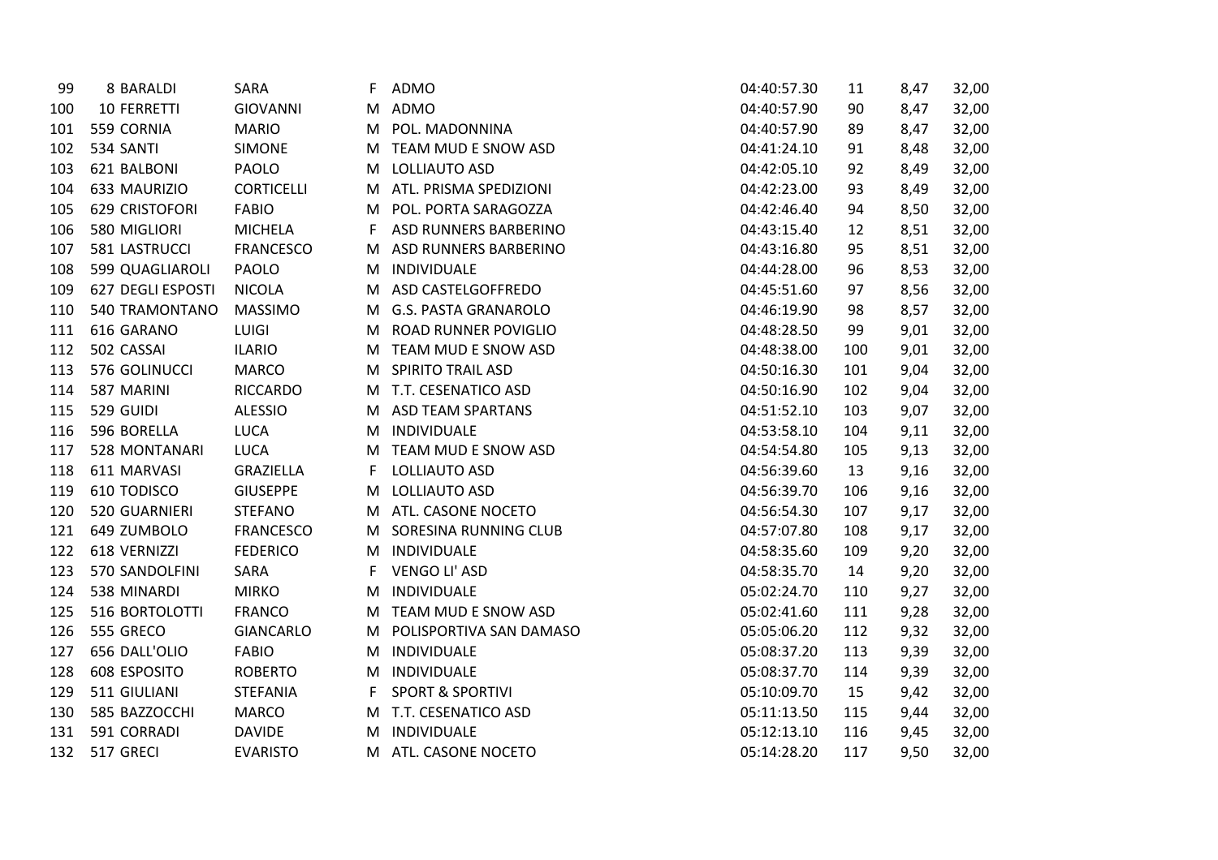| | | | | | | | | | |
|---|---|---|---|---|---|---|---|---|---|
| 99 | 8 | BARALDI | SARA | F | ADMO | 04:40:57.30 | 11 | 8,47 | 32,00 |
| 100 | 10 | FERRETTI | GIOVANNI | M | ADMO | 04:40:57.90 | 90 | 8,47 | 32,00 |
| 101 | 559 | CORNIA | MARIO | M | POL. MADONNINA | 04:40:57.90 | 89 | 8,47 | 32,00 |
| 102 | 534 | SANTI | SIMONE | M | TEAM MUD E SNOW ASD | 04:41:24.10 | 91 | 8,48 | 32,00 |
| 103 | 621 | BALBONI | PAOLO | M | LOLLIAUTO ASD | 04:42:05.10 | 92 | 8,49 | 32,00 |
| 104 | 633 | MAURIZIO | CORTICELLI | M | ATL. PRISMA SPEDIZIONI | 04:42:23.00 | 93 | 8,49 | 32,00 |
| 105 | 629 | CRISTOFORI | FABIO | M | POL. PORTA SARAGOZZA | 04:42:46.40 | 94 | 8,50 | 32,00 |
| 106 | 580 | MIGLIORI | MICHELA | F | ASD RUNNERS BARBERINO | 04:43:15.40 | 12 | 8,51 | 32,00 |
| 107 | 581 | LASTRUCCI | FRANCESCO | M | ASD RUNNERS BARBERINO | 04:43:16.80 | 95 | 8,51 | 32,00 |
| 108 | 599 | QUAGLIAROLI | PAOLO | M | INDIVIDUALE | 04:44:28.00 | 96 | 8,53 | 32,00 |
| 109 | 627 | DEGLI ESPOSTI | NICOLA | M | ASD CASTELGOFFREDO | 04:45:51.60 | 97 | 8,56 | 32,00 |
| 110 | 540 | TRAMONTANO | MASSIMO | M | G.S. PASTA GRANAROLO | 04:46:19.90 | 98 | 8,57 | 32,00 |
| 111 | 616 | GARANO | LUIGI | M | ROAD RUNNER POVIGLIO | 04:48:28.50 | 99 | 9,01 | 32,00 |
| 112 | 502 | CASSAI | ILARIO | M | TEAM MUD E SNOW ASD | 04:48:38.00 | 100 | 9,01 | 32,00 |
| 113 | 576 | GOLINUCCI | MARCO | M | SPIRITO TRAIL ASD | 04:50:16.30 | 101 | 9,04 | 32,00 |
| 114 | 587 | MARINI | RICCARDO | M | T.T. CESENATICO ASD | 04:50:16.90 | 102 | 9,04 | 32,00 |
| 115 | 529 | GUIDI | ALESSIO | M | ASD TEAM SPARTANS | 04:51:52.10 | 103 | 9,07 | 32,00 |
| 116 | 596 | BORELLA | LUCA | M | INDIVIDUALE | 04:53:58.10 | 104 | 9,11 | 32,00 |
| 117 | 528 | MONTANARI | LUCA | M | TEAM MUD E SNOW ASD | 04:54:54.80 | 105 | 9,13 | 32,00 |
| 118 | 611 | MARVASI | GRAZIELLA | F | LOLLIAUTO ASD | 04:56:39.60 | 13 | 9,16 | 32,00 |
| 119 | 610 | TODISCO | GIUSEPPE | M | LOLLIAUTO ASD | 04:56:39.70 | 106 | 9,16 | 32,00 |
| 120 | 520 | GUARNIERI | STEFANO | M | ATL. CASONE NOCETO | 04:56:54.30 | 107 | 9,17 | 32,00 |
| 121 | 649 | ZUMBOLO | FRANCESCO | M | SORESINA RUNNING CLUB | 04:57:07.80 | 108 | 9,17 | 32,00 |
| 122 | 618 | VERNIZZI | FEDERICO | M | INDIVIDUALE | 04:58:35.60 | 109 | 9,20 | 32,00 |
| 123 | 570 | SANDOLFINI | SARA | F | VENGO LI' ASD | 04:58:35.70 | 14 | 9,20 | 32,00 |
| 124 | 538 | MINARDI | MIRKO | M | INDIVIDUALE | 05:02:24.70 | 110 | 9,27 | 32,00 |
| 125 | 516 | BORTOLOTTI | FRANCO | M | TEAM MUD E SNOW ASD | 05:02:41.60 | 111 | 9,28 | 32,00 |
| 126 | 555 | GRECO | GIANCARLO | M | POLISPORTIVA SAN DAMASO | 05:05:06.20 | 112 | 9,32 | 32,00 |
| 127 | 656 | DALL'OLIO | FABIO | M | INDIVIDUALE | 05:08:37.20 | 113 | 9,39 | 32,00 |
| 128 | 608 | ESPOSITO | ROBERTO | M | INDIVIDUALE | 05:08:37.70 | 114 | 9,39 | 32,00 |
| 129 | 511 | GIULIANI | STEFANIA | F | SPORT & SPORTIVI | 05:10:09.70 | 15 | 9,42 | 32,00 |
| 130 | 585 | BAZZOCCHI | MARCO | M | T.T. CESENATICO ASD | 05:11:13.50 | 115 | 9,44 | 32,00 |
| 131 | 591 | CORRADI | DAVIDE | M | INDIVIDUALE | 05:12:13.10 | 116 | 9,45 | 32,00 |
| 132 | 517 | GRECI | EVARISTO | M | ATL. CASONE NOCETO | 05:14:28.20 | 117 | 9,50 | 32,00 |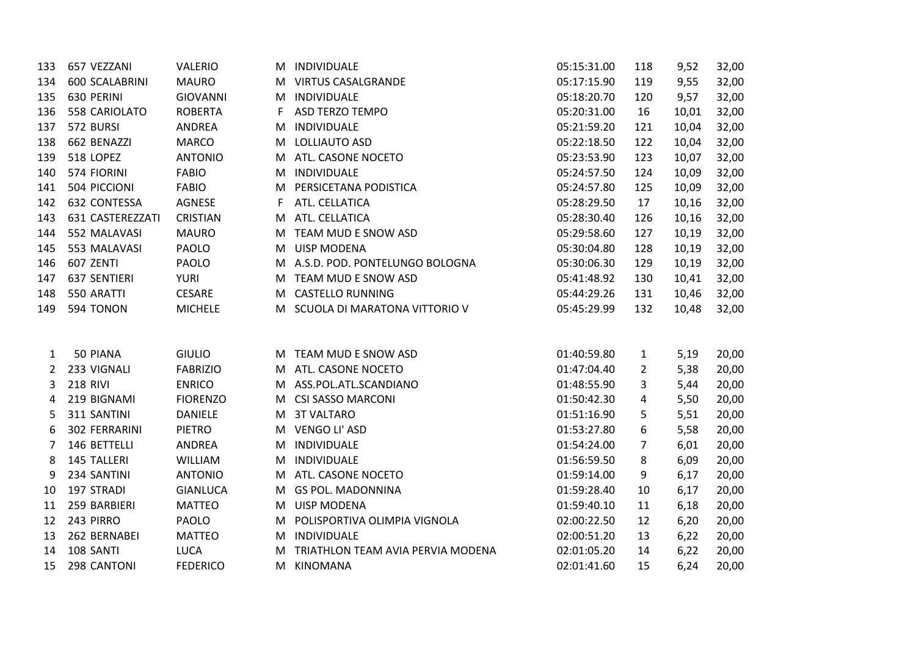| | | | | | | | | | |
|---|---|---|---|---|---|---|---|---|---|
| 133 | 657 | VEZZANI | VALERIO | M | INDIVIDUALE | 05:15:31.00 | 118 | 9,52 | 32,00 |
| 134 | 600 | SCALABRINI | MAURO | M | VIRTUS CASALGRANDE | 05:17:15.90 | 119 | 9,55 | 32,00 |
| 135 | 630 | PERINI | GIOVANNI | M | INDIVIDUALE | 05:18:20.70 | 120 | 9,57 | 32,00 |
| 136 | 558 | CARIOLATO | ROBERTA | F | ASD TERZO TEMPO | 05:20:31.00 | 16 | 10,01 | 32,00 |
| 137 | 572 | BURSI | ANDREA | M | INDIVIDUALE | 05:21:59.20 | 121 | 10,04 | 32,00 |
| 138 | 662 | BENAZZI | MARCO | M | LOLLIAUTO ASD | 05:22:18.50 | 122 | 10,04 | 32,00 |
| 139 | 518 | LOPEZ | ANTONIO | M | ATL. CASONE NOCETO | 05:23:53.90 | 123 | 10,07 | 32,00 |
| 140 | 574 | FIORINI | FABIO | M | INDIVIDUALE | 05:24:57.50 | 124 | 10,09 | 32,00 |
| 141 | 504 | PICCIONI | FABIO | M | PERSICETANA PODISTICA | 05:24:57.80 | 125 | 10,09 | 32,00 |
| 142 | 632 | CONTESSA | AGNESE | F | ATL. CELLATICA | 05:28:29.50 | 17 | 10,16 | 32,00 |
| 143 | 631 | CASTEREZZATI | CRISTIAN | M | ATL. CELLATICA | 05:28:30.40 | 126 | 10,16 | 32,00 |
| 144 | 552 | MALAVASI | MAURO | M | TEAM MUD E SNOW ASD | 05:29:58.60 | 127 | 10,19 | 32,00 |
| 145 | 553 | MALAVASI | PAOLO | M | UISP MODENA | 05:30:04.80 | 128 | 10,19 | 32,00 |
| 146 | 607 | ZENTI | PAOLO | M | A.S.D. POD. PONTELUNGO BOLOGNA | 05:30:06.30 | 129 | 10,19 | 32,00 |
| 147 | 637 | SENTIERI | YURI | M | TEAM MUD E SNOW ASD | 05:41:48.92 | 130 | 10,41 | 32,00 |
| 148 | 550 | ARATTI | CESARE | M | CASTELLO RUNNING | 05:44:29.26 | 131 | 10,46 | 32,00 |
| 149 | 594 | TONON | MICHELE | M | SCUOLA DI MARATONA VITTORIO V | 05:45:29.99 | 132 | 10,48 | 32,00 |

| | | | | | | | | | |
|---|---|---|---|---|---|---|---|---|---|
| 1 | 50 | PIANA | GIULIO | M | TEAM MUD E SNOW ASD | 01:40:59.80 | 1 | 5,19 | 20,00 |
| 2 | 233 | VIGNALI | FABRIZIO | M | ATL. CASONE NOCETO | 01:47:04.40 | 2 | 5,38 | 20,00 |
| 3 | 218 | RIVI | ENRICO | M | ASS.POL.ATL.SCANDIANO | 01:48:55.90 | 3 | 5,44 | 20,00 |
| 4 | 219 | BIGNAMI | FIORENZO | M | CSI SASSO MARCONI | 01:50:42.30 | 4 | 5,50 | 20,00 |
| 5 | 311 | SANTINI | DANIELE | M | 3T VALTARO | 01:51:16.90 | 5 | 5,51 | 20,00 |
| 6 | 302 | FERRARINI | PIETRO | M | VENGO LI' ASD | 01:53:27.80 | 6 | 5,58 | 20,00 |
| 7 | 146 | BETTELLI | ANDREA | M | INDIVIDUALE | 01:54:24.00 | 7 | 6,01 | 20,00 |
| 8 | 145 | TALLERI | WILLIAM | M | INDIVIDUALE | 01:56:59.50 | 8 | 6,09 | 20,00 |
| 9 | 234 | SANTINI | ANTONIO | M | ATL. CASONE NOCETO | 01:59:14.00 | 9 | 6,17 | 20,00 |
| 10 | 197 | STRADI | GIANLUCA | M | GS POL. MADONNINA | 01:59:28.40 | 10 | 6,17 | 20,00 |
| 11 | 259 | BARBIERI | MATTEO | M | UISP MODENA | 01:59:40.10 | 11 | 6,18 | 20,00 |
| 12 | 243 | PIRRO | PAOLO | M | POLISPORTIVA OLIMPIA VIGNOLA | 02:00:22.50 | 12 | 6,20 | 20,00 |
| 13 | 262 | BERNABEI | MATTEO | M | INDIVIDUALE | 02:00:51.20 | 13 | 6,22 | 20,00 |
| 14 | 108 | SANTI | LUCA | M | TRIATHLON TEAM AVIA PERVIA MODENA | 02:01:05.20 | 14 | 6,22 | 20,00 |
| 15 | 298 | CANTONI | FEDERICO | M | KINOMANA | 02:01:41.60 | 15 | 6,24 | 20,00 |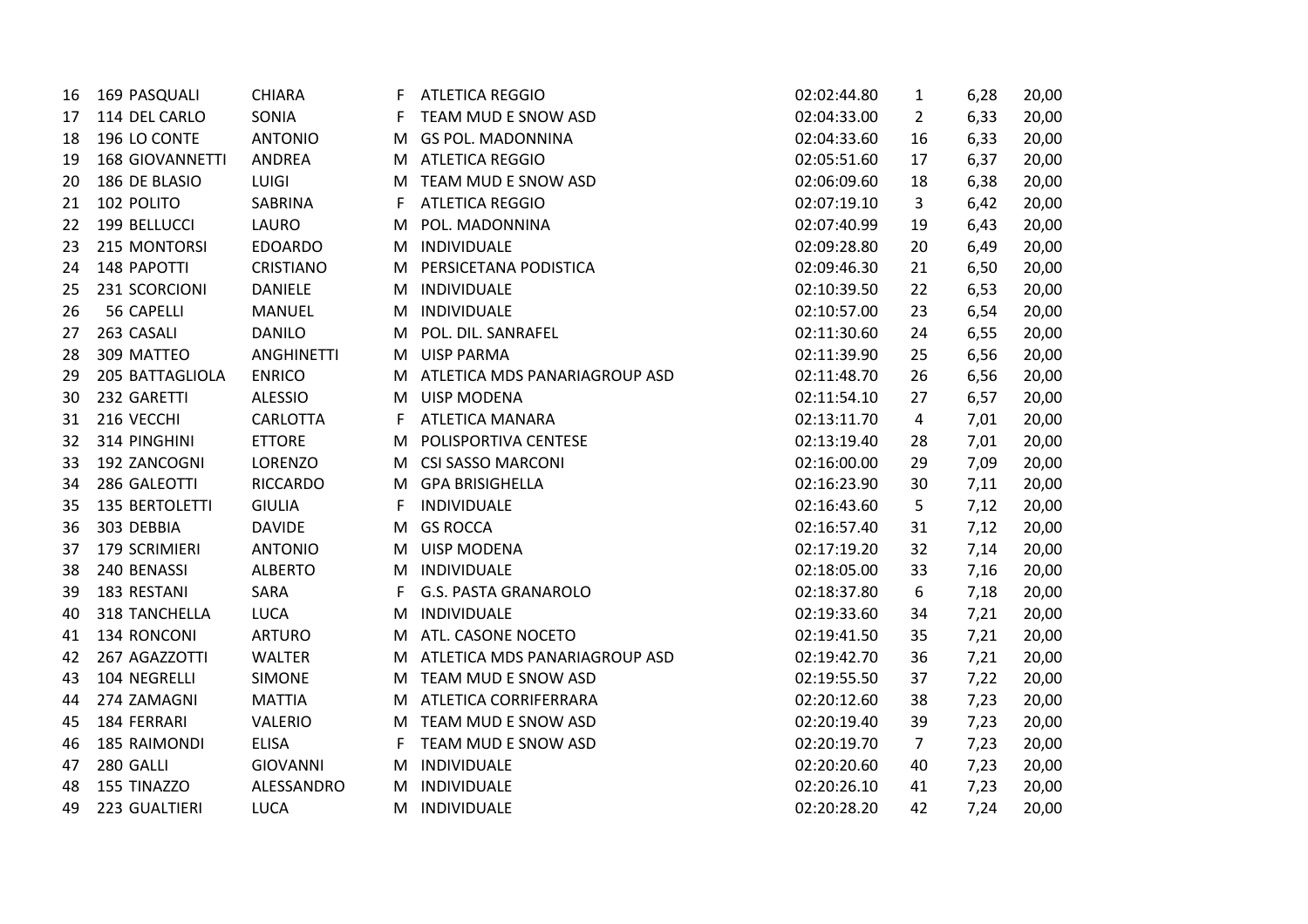| | | | | | | | | | |
|---|---|---|---|---|---|---|---|---|---|
| 16 | 169 | PASQUALI | CHIARA | F | ATLETICA REGGIO | 02:02:44.80 | 1 | 6,28 | 20,00 |
| 17 | 114 | DEL CARLO | SONIA | F | TEAM MUD E SNOW ASD | 02:04:33.00 | 2 | 6,33 | 20,00 |
| 18 | 196 | LO CONTE | ANTONIO | M | GS POL. MADONNINA | 02:04:33.60 | 16 | 6,33 | 20,00 |
| 19 | 168 | GIOVANNETTI | ANDREA | M | ATLETICA REGGIO | 02:05:51.60 | 17 | 6,37 | 20,00 |
| 20 | 186 | DE BLASIO | LUIGI | M | TEAM MUD E SNOW ASD | 02:06:09.60 | 18 | 6,38 | 20,00 |
| 21 | 102 | POLITO | SABRINA | F | ATLETICA REGGIO | 02:07:19.10 | 3 | 6,42 | 20,00 |
| 22 | 199 | BELLUCCI | LAURO | M | POL. MADONNINA | 02:07:40.99 | 19 | 6,43 | 20,00 |
| 23 | 215 | MONTORSI | EDOARDO | M | INDIVIDUALE | 02:09:28.80 | 20 | 6,49 | 20,00 |
| 24 | 148 | PAPOTTI | CRISTIANO | M | PERSICETANA PODISTICA | 02:09:46.30 | 21 | 6,50 | 20,00 |
| 25 | 231 | SCORCIONI | DANIELE | M | INDIVIDUALE | 02:10:39.50 | 22 | 6,53 | 20,00 |
| 26 | 56 | CAPELLI | MANUEL | M | INDIVIDUALE | 02:10:57.00 | 23 | 6,54 | 20,00 |
| 27 | 263 | CASALI | DANILO | M | POL. DIL. SANRAFEL | 02:11:30.60 | 24 | 6,55 | 20,00 |
| 28 | 309 | MATTEO | ANGHINETTI | M | UISP PARMA | 02:11:39.90 | 25 | 6,56 | 20,00 |
| 29 | 205 | BATTAGLIOLA | ENRICO | M | ATLETICA MDS PANARIAGROUP ASD | 02:11:48.70 | 26 | 6,56 | 20,00 |
| 30 | 232 | GARETTI | ALESSIO | M | UISP MODENA | 02:11:54.10 | 27 | 6,57 | 20,00 |
| 31 | 216 | VECCHI | CARLOTTA | F | ATLETICA MANARA | 02:13:11.70 | 4 | 7,01 | 20,00 |
| 32 | 314 | PINGHINI | ETTORE | M | POLISPORTIVA CENTESE | 02:13:19.40 | 28 | 7,01 | 20,00 |
| 33 | 192 | ZANCOGNI | LORENZO | M | CSI SASSO MARCONI | 02:16:00.00 | 29 | 7,09 | 20,00 |
| 34 | 286 | GALEOTTI | RICCARDO | M | GPA BRISIGHELLA | 02:16:23.90 | 30 | 7,11 | 20,00 |
| 35 | 135 | BERTOLETTI | GIULIA | F | INDIVIDUALE | 02:16:43.60 | 5 | 7,12 | 20,00 |
| 36 | 303 | DEBBIA | DAVIDE | M | GS ROCCA | 02:16:57.40 | 31 | 7,12 | 20,00 |
| 37 | 179 | SCRIMIERI | ANTONIO | M | UISP MODENA | 02:17:19.20 | 32 | 7,14 | 20,00 |
| 38 | 240 | BENASSI | ALBERTO | M | INDIVIDUALE | 02:18:05.00 | 33 | 7,16 | 20,00 |
| 39 | 183 | RESTANI | SARA | F | G.S. PASTA GRANAROLO | 02:18:37.80 | 6 | 7,18 | 20,00 |
| 40 | 318 | TANCHELLA | LUCA | M | INDIVIDUALE | 02:19:33.60 | 34 | 7,21 | 20,00 |
| 41 | 134 | RONCONI | ARTURO | M | ATL. CASONE NOCETO | 02:19:41.50 | 35 | 7,21 | 20,00 |
| 42 | 267 | AGAZZOTTI | WALTER | M | ATLETICA MDS PANARIAGROUP ASD | 02:19:42.70 | 36 | 7,21 | 20,00 |
| 43 | 104 | NEGRELLI | SIMONE | M | TEAM MUD E SNOW ASD | 02:19:55.50 | 37 | 7,22 | 20,00 |
| 44 | 274 | ZAMAGNI | MATTIA | M | ATLETICA CORRIFERRARA | 02:20:12.60 | 38 | 7,23 | 20,00 |
| 45 | 184 | FERRARI | VALERIO | M | TEAM MUD E SNOW ASD | 02:20:19.40 | 39 | 7,23 | 20,00 |
| 46 | 185 | RAIMONDI | ELISA | F | TEAM MUD E SNOW ASD | 02:20:19.70 | 7 | 7,23 | 20,00 |
| 47 | 280 | GALLI | GIOVANNI | M | INDIVIDUALE | 02:20:20.60 | 40 | 7,23 | 20,00 |
| 48 | 155 | TINAZZO | ALESSANDRO | M | INDIVIDUALE | 02:20:26.10 | 41 | 7,23 | 20,00 |
| 49 | 223 | GUALTIERI | LUCA | M | INDIVIDUALE | 02:20:28.20 | 42 | 7,24 | 20,00 |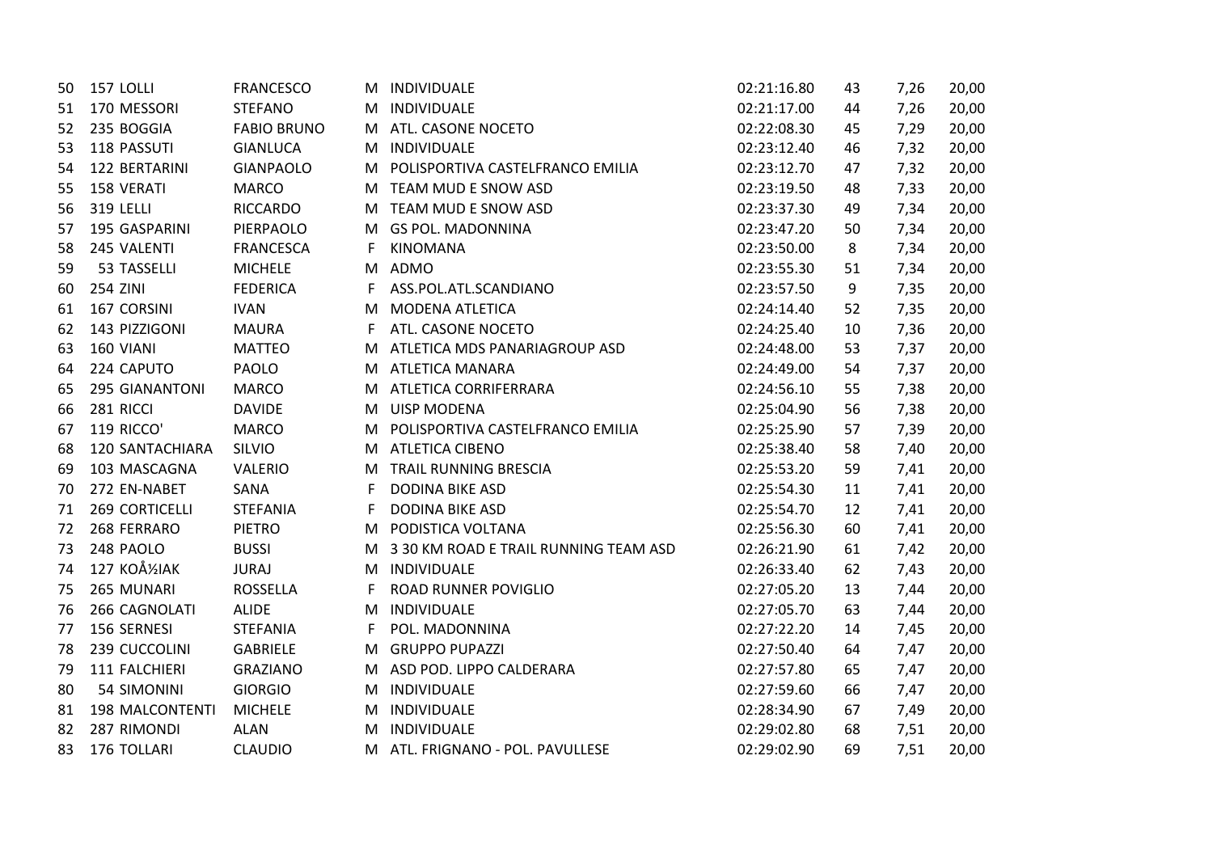| | | | | | | | | | |
|---|---|---|---|---|---|---|---|---|---|
| 50 | 157 | LOLLI | FRANCESCO | M | INDIVIDUALE | 02:21:16.80 | 43 | 7,26 | 20,00 |
| 51 | 170 | MESSORI | STEFANO | M | INDIVIDUALE | 02:21:17.00 | 44 | 7,26 | 20,00 |
| 52 | 235 | BOGGIA | FABIO BRUNO | M | ATL. CASONE NOCETO | 02:22:08.30 | 45 | 7,29 | 20,00 |
| 53 | 118 | PASSUTI | GIANLUCA | M | INDIVIDUALE | 02:23:12.40 | 46 | 7,32 | 20,00 |
| 54 | 122 | BERTARINI | GIANPAOLO | M | POLISPORTIVA CASTELFRANCO EMILIA | 02:23:12.70 | 47 | 7,32 | 20,00 |
| 55 | 158 | VERATI | MARCO | M | TEAM MUD E SNOW ASD | 02:23:19.50 | 48 | 7,33 | 20,00 |
| 56 | 319 | LELLI | RICCARDO | M | TEAM MUD E SNOW ASD | 02:23:37.30 | 49 | 7,34 | 20,00 |
| 57 | 195 | GASPARINI | PIERPAOLO | M | GS POL. MADONNINA | 02:23:47.20 | 50 | 7,34 | 20,00 |
| 58 | 245 | VALENTI | FRANCESCA | F | KINOMANA | 02:23:50.00 | 8 | 7,34 | 20,00 |
| 59 | 53 | TASSELLI | MICHELE | M | ADMO | 02:23:55.30 | 51 | 7,34 | 20,00 |
| 60 | 254 | ZINI | FEDERICA | F | ASS.POL.ATL.SCANDIANO | 02:23:57.50 | 9 | 7,35 | 20,00 |
| 61 | 167 | CORSINI | IVAN | M | MODENA ATLETICA | 02:24:14.40 | 52 | 7,35 | 20,00 |
| 62 | 143 | PIZZIGONI | MAURA | F | ATL. CASONE NOCETO | 02:24:25.40 | 10 | 7,36 | 20,00 |
| 63 | 160 | VIANI | MATTEO | M | ATLETICA MDS PANARIAGROUP ASD | 02:24:48.00 | 53 | 7,37 | 20,00 |
| 64 | 224 | CAPUTO | PAOLO | M | ATLETICA MANARA | 02:24:49.00 | 54 | 7,37 | 20,00 |
| 65 | 295 | GIANANTONI | MARCO | M | ATLETICA CORRIFERRARA | 02:24:56.10 | 55 | 7,38 | 20,00 |
| 66 | 281 | RICCI | DAVIDE | M | UISP MODENA | 02:25:04.90 | 56 | 7,38 | 20,00 |
| 67 | 119 | RICCO' | MARCO | M | POLISPORTIVA CASTELFRANCO EMILIA | 02:25:25.90 | 57 | 7,39 | 20,00 |
| 68 | 120 | SANTACHIARA | SILVIO | M | ATLETICA CIBENO | 02:25:38.40 | 58 | 7,40 | 20,00 |
| 69 | 103 | MASCAGNA | VALERIO | M | TRAIL RUNNING BRESCIA | 02:25:53.20 | 59 | 7,41 | 20,00 |
| 70 | 272 | EN-NABET | SANA | F | DODINA BIKE ASD | 02:25:54.30 | 11 | 7,41 | 20,00 |
| 71 | 269 | CORTICELLI | STEFANIA | F | DODINA BIKE ASD | 02:25:54.70 | 12 | 7,41 | 20,00 |
| 72 | 268 | FERRARO | PIETRO | M | PODISTICA VOLTANA | 02:25:56.30 | 60 | 7,41 | 20,00 |
| 73 | 248 | PAOLO | BUSSI | M | 3 30 KM ROAD E TRAIL RUNNING TEAM ASD | 02:26:21.90 | 61 | 7,42 | 20,00 |
| 74 | 127 | KOÅ½IAK | JURAJ | M | INDIVIDUALE | 02:26:33.40 | 62 | 7,43 | 20,00 |
| 75 | 265 | MUNARI | ROSSELLA | F | ROAD RUNNER POVIGLIO | 02:27:05.20 | 13 | 7,44 | 20,00 |
| 76 | 266 | CAGNOLATI | ALIDE | M | INDIVIDUALE | 02:27:05.70 | 63 | 7,44 | 20,00 |
| 77 | 156 | SERNESI | STEFANIA | F | POL. MADONNINA | 02:27:22.20 | 14 | 7,45 | 20,00 |
| 78 | 239 | CUCCOLINI | GABRIELE | M | GRUPPO PUPAZZI | 02:27:50.40 | 64 | 7,47 | 20,00 |
| 79 | 111 | FALCHIERI | GRAZIANO | M | ASD POD. LIPPO CALDERARA | 02:27:57.80 | 65 | 7,47 | 20,00 |
| 80 | 54 | SIMONINI | GIORGIO | M | INDIVIDUALE | 02:27:59.60 | 66 | 7,47 | 20,00 |
| 81 | 198 | MALCONTENTI | MICHELE | M | INDIVIDUALE | 02:28:34.90 | 67 | 7,49 | 20,00 |
| 82 | 287 | RIMONDI | ALAN | M | INDIVIDUALE | 02:29:02.80 | 68 | 7,51 | 20,00 |
| 83 | 176 | TOLLARI | CLAUDIO | M | ATL. FRIGNANO - POL. PAVULLESE | 02:29:02.90 | 69 | 7,51 | 20,00 |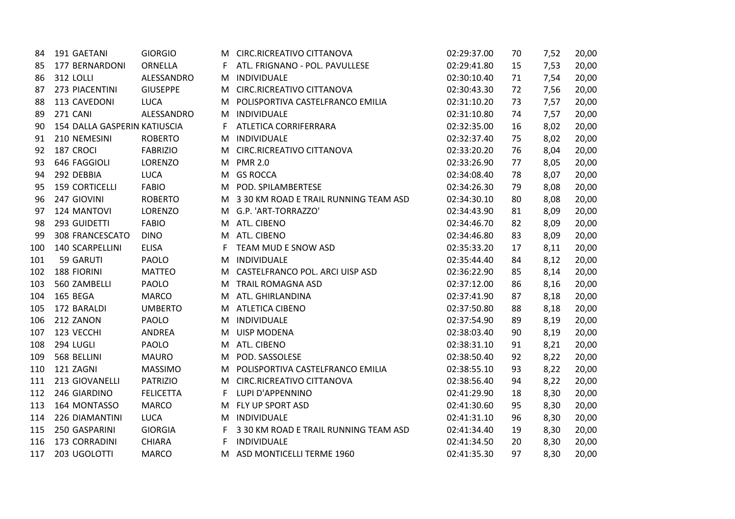| | | | | | | | | | |
|---|---|---|---|---|---|---|---|---|---|
| 84 | 191 | GAETANI | GIORGIO | M | CIRC.RICREATIVO CITTANOVA | 02:29:37.00 | 70 | 7,52 | 20,00 |
| 85 | 177 | BERNARDONI | ORNELLA | F | ATL. FRIGNANO - POL. PAVULLESE | 02:29:41.80 | 15 | 7,53 | 20,00 |
| 86 | 312 | LOLLI | ALESSANDRO | M | INDIVIDUALE | 02:30:10.40 | 71 | 7,54 | 20,00 |
| 87 | 273 | PIACENTINI | GIUSEPPE | M | CIRC.RICREATIVO CITTANOVA | 02:30:43.30 | 72 | 7,56 | 20,00 |
| 88 | 113 | CAVEDONI | LUCA | M | POLISPORTIVA CASTELFRANCO EMILIA | 02:31:10.20 | 73 | 7,57 | 20,00 |
| 89 | 271 | CANI | ALESSANDRO | M | INDIVIDUALE | 02:31:10.80 | 74 | 7,57 | 20,00 |
| 90 | 154 | DALLA GASPERIN | KATIUSCIA | F | ATLETICA CORRIFERRARA | 02:32:35.00 | 16 | 8,02 | 20,00 |
| 91 | 210 | NEMESINI | ROBERTO | M | INDIVIDUALE | 02:32:37.40 | 75 | 8,02 | 20,00 |
| 92 | 187 | CROCI | FABRIZIO | M | CIRC.RICREATIVO CITTANOVA | 02:33:20.20 | 76 | 8,04 | 20,00 |
| 93 | 646 | FAGGIOLI | LORENZO | M | PMR 2.0 | 02:33:26.90 | 77 | 8,05 | 20,00 |
| 94 | 292 | DEBBIA | LUCA | M | GS ROCCA | 02:34:08.40 | 78 | 8,07 | 20,00 |
| 95 | 159 | CORTICELLI | FABIO | M | POD. SPILAMBERTESE | 02:34:26.30 | 79 | 8,08 | 20,00 |
| 96 | 247 | GIOVINI | ROBERTO | M | 3 30 KM ROAD E TRAIL RUNNING TEAM ASD | 02:34:30.10 | 80 | 8,08 | 20,00 |
| 97 | 124 | MANTOVI | LORENZO | M | G.P. 'ART-TORRAZZO' | 02:34:43.90 | 81 | 8,09 | 20,00 |
| 98 | 293 | GUIDETTI | FABIO | M | ATL. CIBENO | 02:34:46.70 | 82 | 8,09 | 20,00 |
| 99 | 308 | FRANCESCATO | DINO | M | ATL. CIBENO | 02:34:46.80 | 83 | 8,09 | 20,00 |
| 100 | 140 | SCARPELLINI | ELISA | F | TEAM MUD E SNOW ASD | 02:35:33.20 | 17 | 8,11 | 20,00 |
| 101 | 59 | GARUTI | PAOLO | M | INDIVIDUALE | 02:35:44.40 | 84 | 8,12 | 20,00 |
| 102 | 188 | FIORINI | MATTEO | M | CASTELFRANCO POL. ARCI UISP ASD | 02:36:22.90 | 85 | 8,14 | 20,00 |
| 103 | 560 | ZAMBELLI | PAOLO | M | TRAIL ROMAGNA ASD | 02:37:12.00 | 86 | 8,16 | 20,00 |
| 104 | 165 | BEGA | MARCO | M | ATL. GHIRLANDINA | 02:37:41.90 | 87 | 8,18 | 20,00 |
| 105 | 172 | BARALDI | UMBERTO | M | ATLETICA CIBENO | 02:37:50.80 | 88 | 8,18 | 20,00 |
| 106 | 212 | ZANON | PAOLO | M | INDIVIDUALE | 02:37:54.90 | 89 | 8,19 | 20,00 |
| 107 | 123 | VECCHI | ANDREA | M | UISP MODENA | 02:38:03.40 | 90 | 8,19 | 20,00 |
| 108 | 294 | LUGLI | PAOLO | M | ATL. CIBENO | 02:38:31.10 | 91 | 8,21 | 20,00 |
| 109 | 568 | BELLINI | MAURO | M | POD. SASSOLESE | 02:38:50.40 | 92 | 8,22 | 20,00 |
| 110 | 121 | ZAGNI | MASSIMO | M | POLISPORTIVA CASTELFRANCO EMILIA | 02:38:55.10 | 93 | 8,22 | 20,00 |
| 111 | 213 | GIOVANELLI | PATRIZIO | M | CIRC.RICREATIVO CITTANOVA | 02:38:56.40 | 94 | 8,22 | 20,00 |
| 112 | 246 | GIARDINO | FELICETTA | F | LUPI D'APPENNINO | 02:41:29.90 | 18 | 8,30 | 20,00 |
| 113 | 164 | MONTASSO | MARCO | M | FLY UP SPORT ASD | 02:41:30.60 | 95 | 8,30 | 20,00 |
| 114 | 226 | DIAMANTINI | LUCA | M | INDIVIDUALE | 02:41:31.10 | 96 | 8,30 | 20,00 |
| 115 | 250 | GASPARINI | GIORGIA | F | 3 30 KM ROAD E TRAIL RUNNING TEAM ASD | 02:41:34.40 | 19 | 8,30 | 20,00 |
| 116 | 173 | CORRADINI | CHIARA | F | INDIVIDUALE | 02:41:34.50 | 20 | 8,30 | 20,00 |
| 117 | 203 | UGOLOTTI | MARCO | M | ASD MONTICELLI TERME 1960 | 02:41:35.30 | 97 | 8,30 | 20,00 |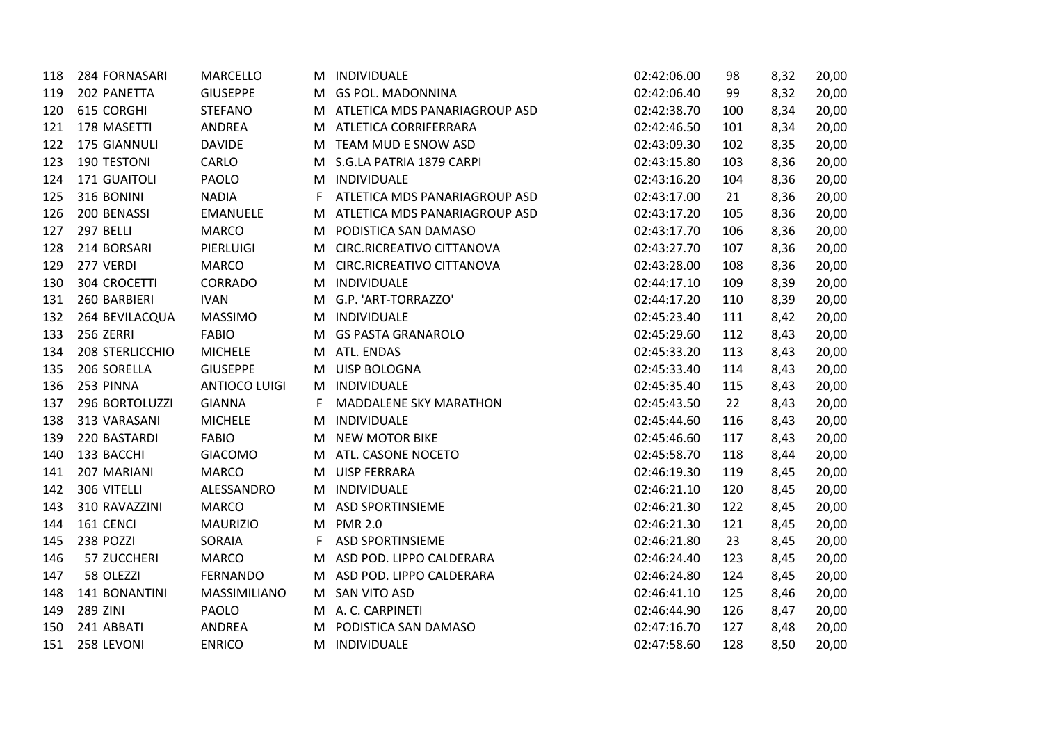| | | | | | | | | | |
|---|---|---|---|---|---|---|---|---|---|
| 118 | 284 | FORNASARI | MARCELLO | M | INDIVIDUALE | 02:42:06.00 | 98 | 8,32 | 20,00 |
| 119 | 202 | PANETTA | GIUSEPPE | M | GS POL. MADONNINA | 02:42:06.40 | 99 | 8,32 | 20,00 |
| 120 | 615 | CORGHI | STEFANO | M | ATLETICA MDS PANARIAGROUP ASD | 02:42:38.70 | 100 | 8,34 | 20,00 |
| 121 | 178 | MASETTI | ANDREA | M | ATLETICA CORRIFERRARA | 02:42:46.50 | 101 | 8,34 | 20,00 |
| 122 | 175 | GIANNULI | DAVIDE | M | TEAM MUD E SNOW ASD | 02:43:09.30 | 102 | 8,35 | 20,00 |
| 123 | 190 | TESTONI | CARLO | M | S.G.LA PATRIA 1879 CARPI | 02:43:15.80 | 103 | 8,36 | 20,00 |
| 124 | 171 | GUAITOLI | PAOLO | M | INDIVIDUALE | 02:43:16.20 | 104 | 8,36 | 20,00 |
| 125 | 316 | BONINI | NADIA | F | ATLETICA MDS PANARIAGROUP ASD | 02:43:17.00 | 21 | 8,36 | 20,00 |
| 126 | 200 | BENASSI | EMANUELE | M | ATLETICA MDS PANARIAGROUP ASD | 02:43:17.20 | 105 | 8,36 | 20,00 |
| 127 | 297 | BELLI | MARCO | M | PODISTICA SAN DAMASO | 02:43:17.70 | 106 | 8,36 | 20,00 |
| 128 | 214 | BORSARI | PIERLUIGI | M | CIRC.RICREATIVO CITTANOVA | 02:43:27.70 | 107 | 8,36 | 20,00 |
| 129 | 277 | VERDI | MARCO | M | CIRC.RICREATIVO CITTANOVA | 02:43:28.00 | 108 | 8,36 | 20,00 |
| 130 | 304 | CROCETTI | CORRADO | M | INDIVIDUALE | 02:44:17.10 | 109 | 8,39 | 20,00 |
| 131 | 260 | BARBIERI | IVAN | M | G.P. 'ART-TORRAZZO' | 02:44:17.20 | 110 | 8,39 | 20,00 |
| 132 | 264 | BEVILACQUA | MASSIMO | M | INDIVIDUALE | 02:45:23.40 | 111 | 8,42 | 20,00 |
| 133 | 256 | ZERRI | FABIO | M | GS PASTA GRANAROLO | 02:45:29.60 | 112 | 8,43 | 20,00 |
| 134 | 208 | STERLICCHIO | MICHELE | M | ATL. ENDAS | 02:45:33.20 | 113 | 8,43 | 20,00 |
| 135 | 206 | SORELLA | GIUSEPPE | M | UISP BOLOGNA | 02:45:33.40 | 114 | 8,43 | 20,00 |
| 136 | 253 | PINNA | ANTIOCO LUIGI | M | INDIVIDUALE | 02:45:35.40 | 115 | 8,43 | 20,00 |
| 137 | 296 | BORTOLUZZI | GIANNA | F | MADDALENE SKY MARATHON | 02:45:43.50 | 22 | 8,43 | 20,00 |
| 138 | 313 | VARASANI | MICHELE | M | INDIVIDUALE | 02:45:44.60 | 116 | 8,43 | 20,00 |
| 139 | 220 | BASTARDI | FABIO | M | NEW MOTOR BIKE | 02:45:46.60 | 117 | 8,43 | 20,00 |
| 140 | 133 | BACCHI | GIACOMO | M | ATL. CASONE NOCETO | 02:45:58.70 | 118 | 8,44 | 20,00 |
| 141 | 207 | MARIANI | MARCO | M | UISP FERRARA | 02:46:19.30 | 119 | 8,45 | 20,00 |
| 142 | 306 | VITELLI | ALESSANDRO | M | INDIVIDUALE | 02:46:21.10 | 120 | 8,45 | 20,00 |
| 143 | 310 | RAVAZZINI | MARCO | M | ASD SPORTINSIEME | 02:46:21.30 | 122 | 8,45 | 20,00 |
| 144 | 161 | CENCI | MAURIZIO | M | PMR 2.0 | 02:46:21.30 | 121 | 8,45 | 20,00 |
| 145 | 238 | POZZI | SORAIA | F | ASD SPORTINSIEME | 02:46:21.80 | 23 | 8,45 | 20,00 |
| 146 | 57 | ZUCCHERI | MARCO | M | ASD POD. LIPPO CALDERARA | 02:46:24.40 | 123 | 8,45 | 20,00 |
| 147 | 58 | OLEZZI | FERNANDO | M | ASD POD. LIPPO CALDERARA | 02:46:24.80 | 124 | 8,45 | 20,00 |
| 148 | 141 | BONANTINI | MASSIMILIANO | M | SAN VITO ASD | 02:46:41.10 | 125 | 8,46 | 20,00 |
| 149 | 289 | ZINI | PAOLO | M | A. C. CARPINETI | 02:46:44.90 | 126 | 8,47 | 20,00 |
| 150 | 241 | ABBATI | ANDREA | M | PODISTICA SAN DAMASO | 02:47:16.70 | 127 | 8,48 | 20,00 |
| 151 | 258 | LEVONI | ENRICO | M | INDIVIDUALE | 02:47:58.60 | 128 | 8,50 | 20,00 |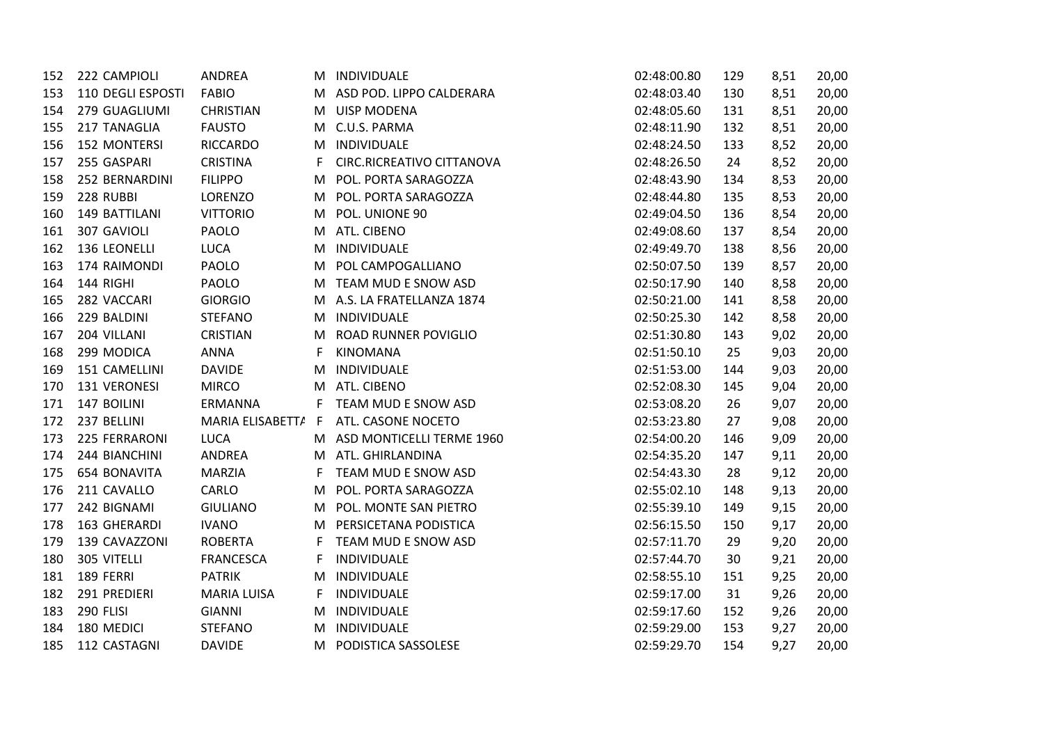| | | | | | | | | | |
|---|---|---|---|---|---|---|---|---|---|
| 152 | 222 | CAMPIOLI | ANDREA | M | INDIVIDUALE | 02:48:00.80 | 129 | 8,51 | 20,00 |
| 153 | 110 | DEGLI ESPOSTI | FABIO | M | ASD POD. LIPPO CALDERARA | 02:48:03.40 | 130 | 8,51 | 20,00 |
| 154 | 279 | GUAGLIUMI | CHRISTIAN | M | UISP MODENA | 02:48:05.60 | 131 | 8,51 | 20,00 |
| 155 | 217 | TANAGLIA | FAUSTO | M | C.U.S. PARMA | 02:48:11.90 | 132 | 8,51 | 20,00 |
| 156 | 152 | MONTERSI | RICCARDO | M | INDIVIDUALE | 02:48:24.50 | 133 | 8,52 | 20,00 |
| 157 | 255 | GASPARI | CRISTINA | F | CIRC.RICREATIVO CITTANOVA | 02:48:26.50 | 24 | 8,52 | 20,00 |
| 158 | 252 | BERNARDINI | FILIPPO | M | POL. PORTA SARAGOZZA | 02:48:43.90 | 134 | 8,53 | 20,00 |
| 159 | 228 | RUBBI | LORENZO | M | POL. PORTA SARAGOZZA | 02:48:44.80 | 135 | 8,53 | 20,00 |
| 160 | 149 | BATTILANI | VITTORIO | M | POL. UNIONE 90 | 02:49:04.50 | 136 | 8,54 | 20,00 |
| 161 | 307 | GAVIOLI | PAOLO | M | ATL. CIBENO | 02:49:08.60 | 137 | 8,54 | 20,00 |
| 162 | 136 | LEONELLI | LUCA | M | INDIVIDUALE | 02:49:49.70 | 138 | 8,56 | 20,00 |
| 163 | 174 | RAIMONDI | PAOLO | M | POL CAMPOGALLIANO | 02:50:07.50 | 139 | 8,57 | 20,00 |
| 164 | 144 | RIGHI | PAOLO | M | TEAM MUD E SNOW ASD | 02:50:17.90 | 140 | 8,58 | 20,00 |
| 165 | 282 | VACCARI | GIORGIO | M | A.S. LA FRATELLANZA 1874 | 02:50:21.00 | 141 | 8,58 | 20,00 |
| 166 | 229 | BALDINI | STEFANO | M | INDIVIDUALE | 02:50:25.30 | 142 | 8,58 | 20,00 |
| 167 | 204 | VILLANI | CRISTIAN | M | ROAD RUNNER POVIGLIO | 02:51:30.80 | 143 | 9,02 | 20,00 |
| 168 | 299 | MODICA | ANNA | F | KINOMANA | 02:51:50.10 | 25 | 9,03 | 20,00 |
| 169 | 151 | CAMELLINI | DAVIDE | M | INDIVIDUALE | 02:51:53.00 | 144 | 9,03 | 20,00 |
| 170 | 131 | VERONESI | MIRCO | M | ATL. CIBENO | 02:52:08.30 | 145 | 9,04 | 20,00 |
| 171 | 147 | BOILINI | ERMANNA | F | TEAM MUD E SNOW ASD | 02:53:08.20 | 26 | 9,07 | 20,00 |
| 172 | 237 | BELLINI | MARIA ELISABETTA | F | ATL. CASONE NOCETO | 02:53:23.80 | 27 | 9,08 | 20,00 |
| 173 | 225 | FERRARONI | LUCA | M | ASD MONTICELLI TERME 1960 | 02:54:00.20 | 146 | 9,09 | 20,00 |
| 174 | 244 | BIANCHINI | ANDREA | M | ATL. GHIRLANDINA | 02:54:35.20 | 147 | 9,11 | 20,00 |
| 175 | 654 | BONAVITA | MARZIA | F | TEAM MUD E SNOW ASD | 02:54:43.30 | 28 | 9,12 | 20,00 |
| 176 | 211 | CAVALLO | CARLO | M | POL. PORTA SARAGOZZA | 02:55:02.10 | 148 | 9,13 | 20,00 |
| 177 | 242 | BIGNAMI | GIULIANO | M | POL. MONTE SAN PIETRO | 02:55:39.10 | 149 | 9,15 | 20,00 |
| 178 | 163 | GHERARDI | IVANO | M | PERSICETANA PODISTICA | 02:56:15.50 | 150 | 9,17 | 20,00 |
| 179 | 139 | CAVAZZONI | ROBERTA | F | TEAM MUD E SNOW ASD | 02:57:11.70 | 29 | 9,20 | 20,00 |
| 180 | 305 | VITELLI | FRANCESCA | F | INDIVIDUALE | 02:57:44.70 | 30 | 9,21 | 20,00 |
| 181 | 189 | FERRI | PATRIK | M | INDIVIDUALE | 02:58:55.10 | 151 | 9,25 | 20,00 |
| 182 | 291 | PREDIERI | MARIA LUISA | F | INDIVIDUALE | 02:59:17.00 | 31 | 9,26 | 20,00 |
| 183 | 290 | FLISI | GIANNI | M | INDIVIDUALE | 02:59:17.60 | 152 | 9,26 | 20,00 |
| 184 | 180 | MEDICI | STEFANO | M | INDIVIDUALE | 02:59:29.00 | 153 | 9,27 | 20,00 |
| 185 | 112 | CASTAGNI | DAVIDE | M | PODISTICA SASSOLESE | 02:59:29.70 | 154 | 9,27 | 20,00 |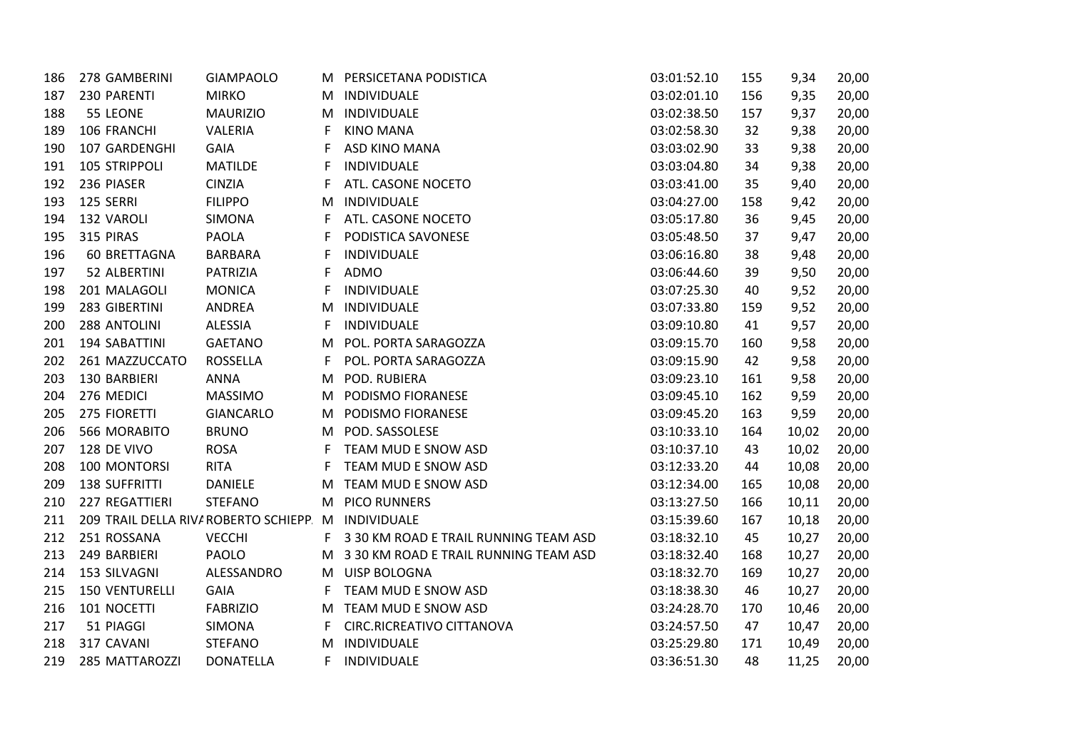| | | | | | | | | | |
|---|---|---|---|---|---|---|---|---|---|
| 186 | 278 | GAMBERINI | GIAMPAOLO | M | PERSICETANA PODISTICA | 03:01:52.10 | 155 | 9,34 | 20,00 |
| 187 | 230 | PARENTI | MIRKO | M | INDIVIDUALE | 03:02:01.10 | 156 | 9,35 | 20,00 |
| 188 | 55 | LEONE | MAURIZIO | M | INDIVIDUALE | 03:02:38.50 | 157 | 9,37 | 20,00 |
| 189 | 106 | FRANCHI | VALERIA | F | KINO MANA | 03:02:58.30 | 32 | 9,38 | 20,00 |
| 190 | 107 | GARDENGHI | GAIA | F | ASD KINO MANA | 03:03:02.90 | 33 | 9,38 | 20,00 |
| 191 | 105 | STRIPPOLI | MATILDE | F | INDIVIDUALE | 03:03:04.80 | 34 | 9,38 | 20,00 |
| 192 | 236 | PIASER | CINZIA | F | ATL. CASONE NOCETO | 03:03:41.00 | 35 | 9,40 | 20,00 |
| 193 | 125 | SERRI | FILIPPO | M | INDIVIDUALE | 03:04:27.00 | 158 | 9,42 | 20,00 |
| 194 | 132 | VAROLI | SIMONA | F | ATL. CASONE NOCETO | 03:05:17.80 | 36 | 9,45 | 20,00 |
| 195 | 315 | PIRAS | PAOLA | F | PODISTICA SAVONESE | 03:05:48.50 | 37 | 9,47 | 20,00 |
| 196 | 60 | BRETTAGNA | BARBARA | F | INDIVIDUALE | 03:06:16.80 | 38 | 9,48 | 20,00 |
| 197 | 52 | ALBERTINI | PATRIZIA | F | ADMO | 03:06:44.60 | 39 | 9,50 | 20,00 |
| 198 | 201 | MALAGOLI | MONICA | F | INDIVIDUALE | 03:07:25.30 | 40 | 9,52 | 20,00 |
| 199 | 283 | GIBERTINI | ANDREA | M | INDIVIDUALE | 03:07:33.80 | 159 | 9,52 | 20,00 |
| 200 | 288 | ANTOLINI | ALESSIA | F | INDIVIDUALE | 03:09:10.80 | 41 | 9,57 | 20,00 |
| 201 | 194 | SABATTINI | GAETANO | M | POL. PORTA SARAGOZZA | 03:09:15.70 | 160 | 9,58 | 20,00 |
| 202 | 261 | MAZZUCCATO | ROSSELLA | F | POL. PORTA SARAGOZZA | 03:09:15.90 | 42 | 9,58 | 20,00 |
| 203 | 130 | BARBIERI | ANNA | M | POD. RUBIERA | 03:09:23.10 | 161 | 9,58 | 20,00 |
| 204 | 276 | MEDICI | MASSIMO | M | PODISMO FIORANESE | 03:09:45.10 | 162 | 9,59 | 20,00 |
| 205 | 275 | FIORETTI | GIANCARLO | M | PODISMO FIORANESE | 03:09:45.20 | 163 | 9,59 | 20,00 |
| 206 | 566 | MORABITO | BRUNO | M | POD. SASSOLESE | 03:10:33.10 | 164 | 10,02 | 20,00 |
| 207 | 128 | DE VIVO | ROSA | F | TEAM MUD E SNOW ASD | 03:10:37.10 | 43 | 10,02 | 20,00 |
| 208 | 100 | MONTORSI | RITA | F | TEAM MUD E SNOW ASD | 03:12:33.20 | 44 | 10,08 | 20,00 |
| 209 | 138 | SUFFRITTI | DANIELE | M | TEAM MUD E SNOW ASD | 03:12:34.00 | 165 | 10,08 | 20,00 |
| 210 | 227 | REGATTIERI | STEFANO | M | PICO RUNNERS | 03:13:27.50 | 166 | 10,11 | 20,00 |
| 211 | 209 | TRAIL DELLA RIVA | ROBERTO SCHIEPP. | M | INDIVIDUALE | 03:15:39.60 | 167 | 10,18 | 20,00 |
| 212 | 251 | ROSSANA | VECCHI | F | 3 30 KM ROAD E TRAIL RUNNING TEAM ASD | 03:18:32.10 | 45 | 10,27 | 20,00 |
| 213 | 249 | BARBIERI | PAOLO | M | 3 30 KM ROAD E TRAIL RUNNING TEAM ASD | 03:18:32.40 | 168 | 10,27 | 20,00 |
| 214 | 153 | SILVAGNI | ALESSANDRO | M | UISP BOLOGNA | 03:18:32.70 | 169 | 10,27 | 20,00 |
| 215 | 150 | VENTURELLI | GAIA | F | TEAM MUD E SNOW ASD | 03:18:38.30 | 46 | 10,27 | 20,00 |
| 216 | 101 | NOCETTI | FABRIZIO | M | TEAM MUD E SNOW ASD | 03:24:28.70 | 170 | 10,46 | 20,00 |
| 217 | 51 | PIAGGI | SIMONA | F | CIRC.RICREATIVO CITTANOVA | 03:24:57.50 | 47 | 10,47 | 20,00 |
| 218 | 317 | CAVANI | STEFANO | M | INDIVIDUALE | 03:25:29.80 | 171 | 10,49 | 20,00 |
| 219 | 285 | MATTAROZZI | DONATELLA | F | INDIVIDUALE | 03:36:51.30 | 48 | 11,25 | 20,00 |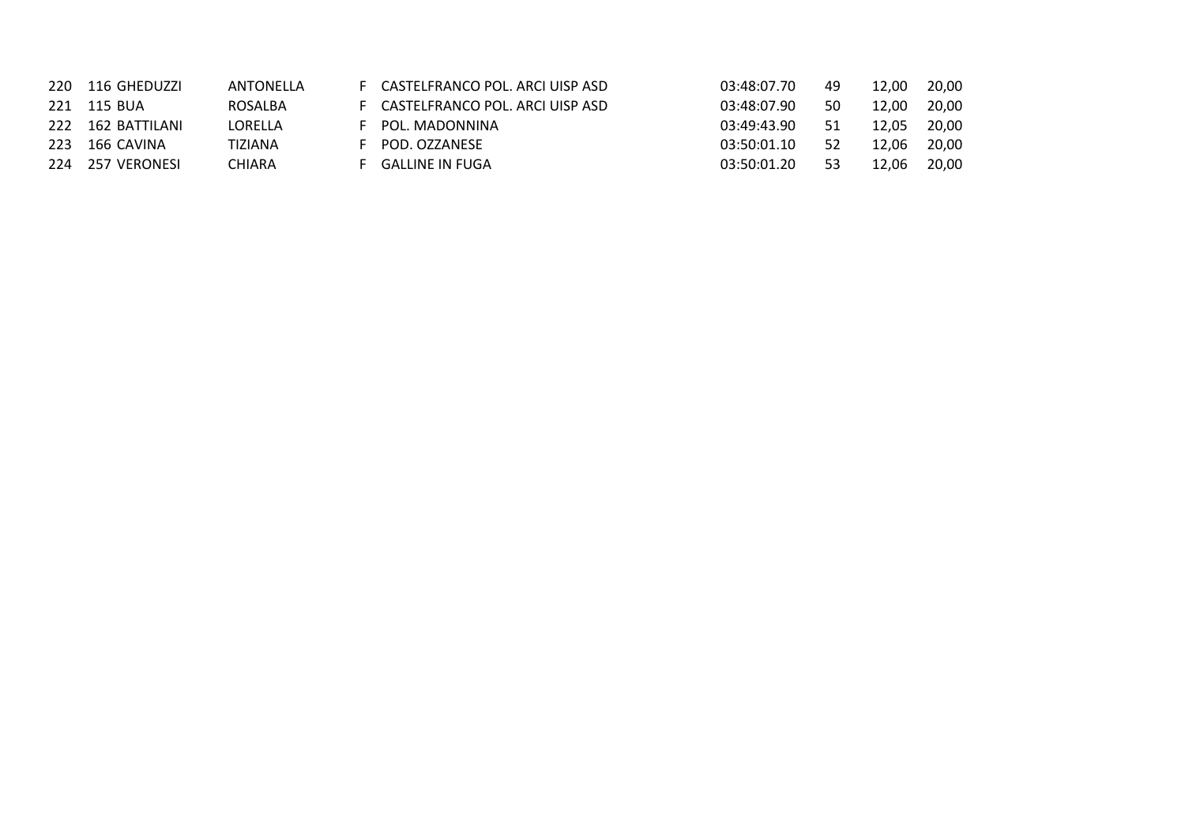| | | | | | | | | | |
|---|---|---|---|---|---|---|---|---|---|
| 220 | 116 | GHEDUZZI | ANTONELLA | F | CASTELFRANCO POL. ARCI UISP ASD | 03:48:07.70 | 49 | 12,00 | 20,00 |
| 221 | 115 | BUA | ROSALBA | F | CASTELFRANCO POL. ARCI UISP ASD | 03:48:07.90 | 50 | 12,00 | 20,00 |
| 222 | 162 | BATTILANI | LORELLA | F | POL. MADONNINA | 03:49:43.90 | 51 | 12,05 | 20,00 |
| 223 | 166 | CAVINA | TIZIANA | F | POD. OZZANESE | 03:50:01.10 | 52 | 12,06 | 20,00 |
| 224 | 257 | VERONESI | CHIARA | F | GALLINE IN FUGA | 03:50:01.20 | 53 | 12,06 | 20,00 |